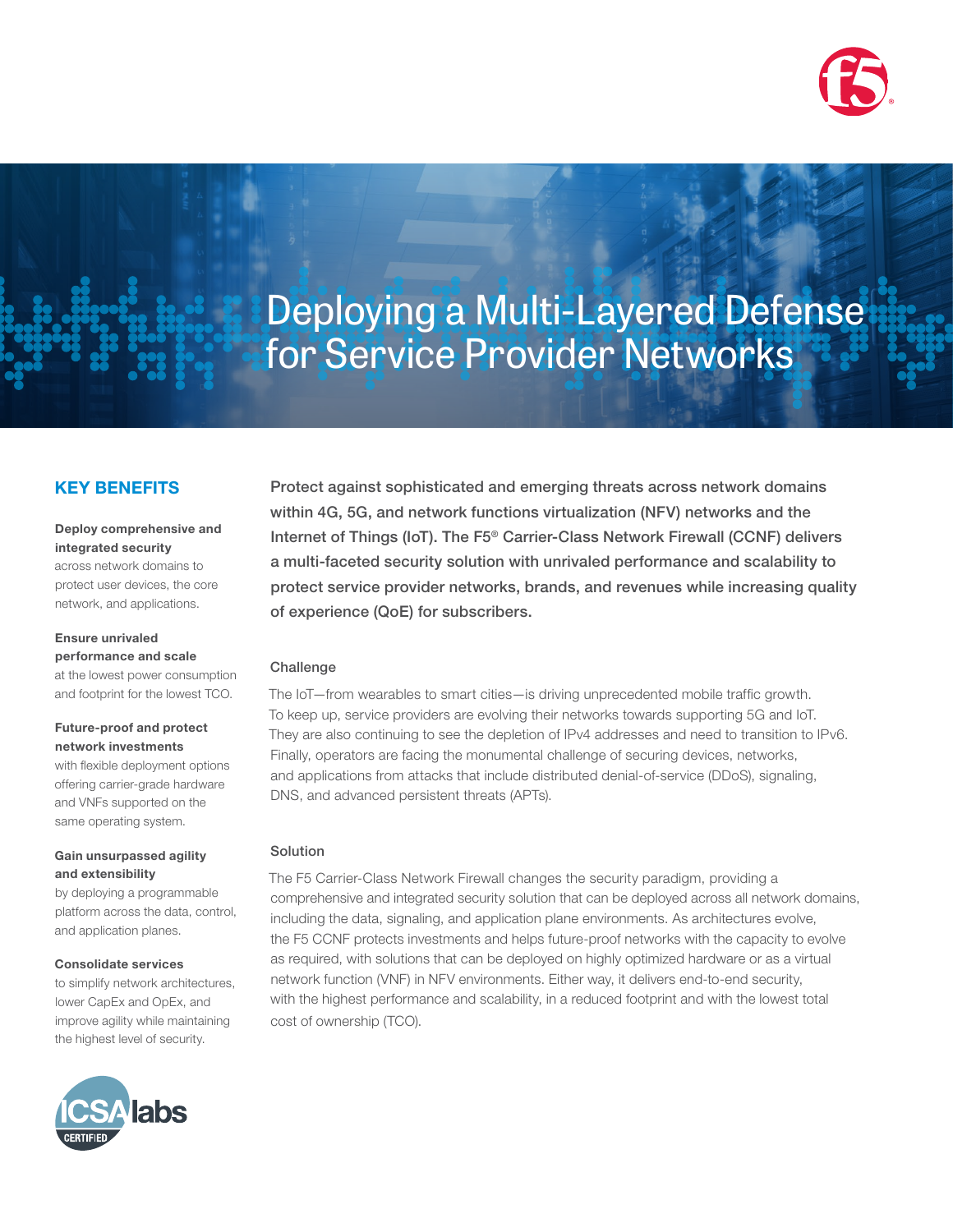# Deploying a Multi-Layered Defense for Service Provider Networks

## KEY BENEFITS

**Deploy comprehensive and integrated security**
across network domains to protect user devices, the core network, and applications.

**Ensure unrivaled performance and scale**
at the lowest power consumption and footprint for the lowest TCO.

**Future-proof and protect network investments**
with flexible deployment options offering carrier-grade hardware and VNFs supported on the same operating system.

**Gain unsurpassed agility and extensibility**
by deploying a programmable platform across the data, control, and application planes.

**Consolidate services**
to simplify network architectures, lower CapEx and OpEx, and improve agility while maintaining the highest level of security.

ICSA labs CERTIFIED

**Protect against sophisticated and emerging threats across network domains within 4G, 5G, and network functions virtualization (NFV) networks and the Internet of Things (IoT). The F5® Carrier-Class Network Firewall (CCNF) delivers a multi-faceted security solution with unrivaled performance and scalability to protect service provider networks, brands, and revenues while increasing quality of experience (QoE) for subscribers.**

### Challenge

The IoT—from wearables to smart cities—is driving unprecedented mobile traffic growth. To keep up, service providers are evolving their networks towards supporting 5G and IoT. They are also continuing to see the depletion of IPv4 addresses and need to transition to IPv6. Finally, operators are facing the monumental challenge of securing devices, networks, and applications from attacks that include distributed denial-of-service (DDoS), signaling, DNS, and advanced persistent threats (APTs).

### Solution

The F5 Carrier-Class Network Firewall changes the security paradigm, providing a comprehensive and integrated security solution that can be deployed across all network domains, including the data, signaling, and application plane environments. As architectures evolve, the F5 CCNF protects investments and helps future-proof networks with the capacity to evolve as required, with solutions that can be deployed on highly optimized hardware or as a virtual network function (VNF) in NFV environments. Either way, it delivers end-to-end security, with the highest performance and scalability, in a reduced footprint and with the lowest total cost of ownership (TCO).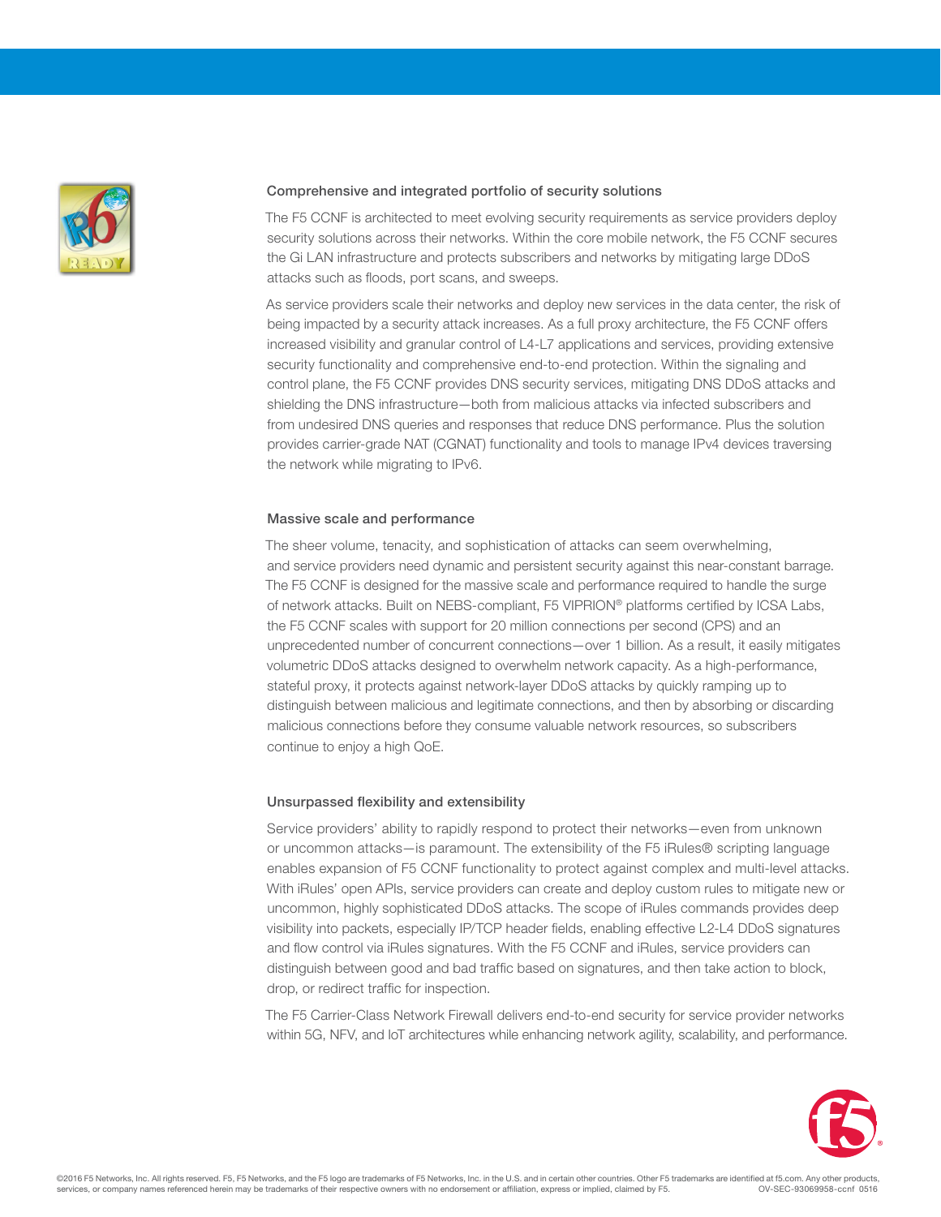### Comprehensive and integrated portfolio of security solutions

The F5 CCNF is architected to meet evolving security requirements as service providers deploy security solutions across their networks. Within the core mobile network, the F5 CCNF secures the Gi LAN infrastructure and protects subscribers and networks by mitigating large DDoS attacks such as floods, port scans, and sweeps.

As service providers scale their networks and deploy new services in the data center, the risk of being impacted by a security attack increases. As a full proxy architecture, the F5 CCNF offers increased visibility and granular control of L4-L7 applications and services, providing extensive security functionality and comprehensive end-to-end protection. Within the signaling and control plane, the F5 CCNF provides DNS security services, mitigating DNS DDoS attacks and shielding the DNS infrastructure—both from malicious attacks via infected subscribers and from undesired DNS queries and responses that reduce DNS performance. Plus the solution provides carrier-grade NAT (CGNAT) functionality and tools to manage IPv4 devices traversing the network while migrating to IPv6.

### Massive scale and performance

The sheer volume, tenacity, and sophistication of attacks can seem overwhelming, and service providers need dynamic and persistent security against this near-constant barrage. The F5 CCNF is designed for the massive scale and performance required to handle the surge of network attacks. Built on NEBS-compliant, F5 VIPRION® platforms certified by ICSA Labs, the F5 CCNF scales with support for 20 million connections per second (CPS) and an unprecedented number of concurrent connections—over 1 billion. As a result, it easily mitigates volumetric DDoS attacks designed to overwhelm network capacity. As a high-performance, stateful proxy, it protects against network-layer DDoS attacks by quickly ramping up to distinguish between malicious and legitimate connections, and then by absorbing or discarding malicious connections before they consume valuable network resources, so subscribers continue to enjoy a high QoE.

### Unsurpassed flexibility and extensibility

Service providers' ability to rapidly respond to protect their networks—even from unknown or uncommon attacks—is paramount. The extensibility of the F5 iRules® scripting language enables expansion of F5 CCNF functionality to protect against complex and multi-level attacks. With iRules' open APIs, service providers can create and deploy custom rules to mitigate new or uncommon, highly sophisticated DDoS attacks. The scope of iRules commands provides deep visibility into packets, especially IP/TCP header fields, enabling effective L2-L4 DDoS signatures and flow control via iRules signatures. With the F5 CCNF and iRules, service providers can distinguish between good and bad traffic based on signatures, and then take action to block, drop, or redirect traffic for inspection.

The F5 Carrier-Class Network Firewall delivers end-to-end security for service provider networks within 5G, NFV, and IoT architectures while enhancing network agility, scalability, and performance.

©2016 F5 Networks, Inc. All rights reserved. F5, F5 Networks, and the F5 logo are trademarks of F5 Networks, Inc. in the U.S. and in certain other countries. Other F5 trademarks are identified at f5.com. Any other products, services, or company names referenced herein may be trademarks of their respective owners with no endorsement or affiliation, express or implied, claimed by F5. OV-SEC-93069958-ccnf 0516